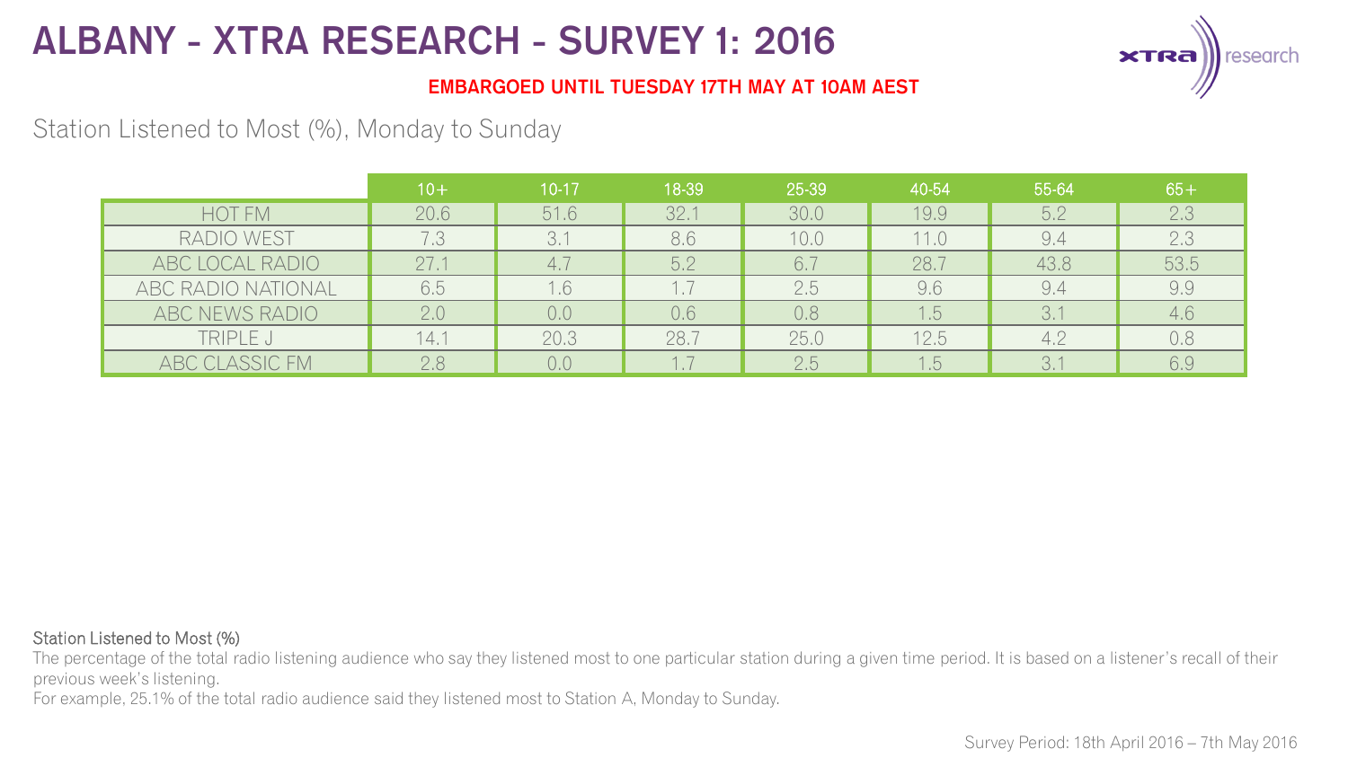# ALBANY - XTRA RESEARCH - SURVEY 1: 2016

**EMBARGOED UNTIL TUESDAY 17TH MAY AT 10AM AEST**

## Station Listened to Most (%), Monday to Sunday

| | 10+ | 10-17 | 18-39 | 25-39 | 40-54 | 55-64 | 65+ |
|---|---|---|---|---|---|---|---|
| HOT FM | 20.6 | 51.6 | 32.1 | 30.0 | 19.9 | 5.2 | 2.3 |
| RADIO WEST | 7.3 | 3.1 | 8.6 | 10.0 | 11.0 | 9.4 | 2.3 |
| ABC LOCAL RADIO | 27.1 | 4.7 | 5.2 | 6.7 | 28.7 | 43.8 | 53.5 |
| ABC RADIO NATIONAL | 6.5 | 1.6 | 1.7 | 2.5 | 9.6 | 9.4 | 9.9 |
| ABC NEWS RADIO | 2.0 | 0.0 | 0.6 | 0.8 | 1.5 | 3.1 | 4.6 |
| TRIPLE J | 14.1 | 20.3 | 28.7 | 25.0 | 12.5 | 4.2 | 0.8 |
| ABC CLASSIC FM | 2.8 | 0.0 | 1.7 | 2.5 | 1.5 | 3.1 | 6.9 |

**Station Listened to Most (%)**

The percentage of the total radio listening audience who say they listened most to one particular station during a given time period. It is based on a listener's recall of their previous week's listening.

For example, 25.1% of the total radio audience said they listened most to Station A, Monday to Sunday.

Survey Period: 18th April 2016 – 7th May 2016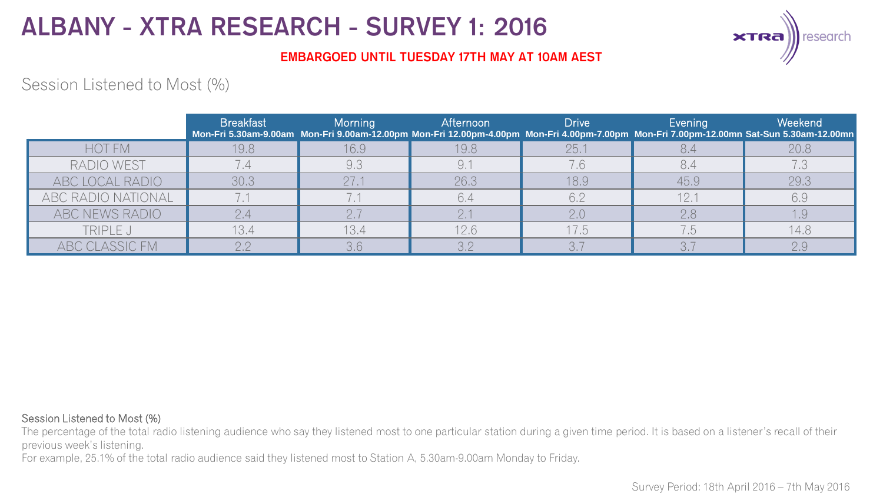# ALBANY - XTRA RESEARCH - SURVEY 1: 2016

**EMBARGOED UNTIL TUESDAY 17TH MAY AT 10AM AEST**

## Session Listened to Most (%)

| | Breakfast Mon-Fri 5.30am-9.00am | Morning Mon-Fri 9.00am-12.00pm | Afternoon Mon-Fri 12.00pm-4.00pm | Drive Mon-Fri 4.00pm-7.00pm | Evening Mon-Fri 7.00pm-12.00mn | Weekend Sat-Sun 5.30am-12.00mn |
|---|---|---|---|---|---|---|
| HOT FM | 19.8 | 16.9 | 19.8 | 25.1 | 8.4 | 20.8 |
| RADIO WEST | 7.4 | 9.3 | 9.1 | 7.6 | 8.4 | 7.3 |
| ABC LOCAL RADIO | 30.3 | 27.1 | 26.3 | 18.9 | 45.9 | 29.3 |
| ABC RADIO NATIONAL | 7.1 | 7.1 | 6.4 | 6.2 | 12.1 | 6.9 |
| ABC NEWS RADIO | 2.4 | 2.7 | 2.1 | 2.0 | 2.8 | 1.9 |
| TRIPLE J | 13.4 | 13.4 | 12.6 | 17.5 | 7.5 | 14.8 |
| ABC CLASSIC FM | 2.2 | 3.6 | 3.2 | 3.7 | 3.7 | 2.9 |

Session Listened to Most (%)

The percentage of the total radio listening audience who say they listened most to one particular station during a given time period. It is based on a listener's recall of their previous week's listening.

For example, 25.1% of the total radio audience said they listened most to Station A, 5.30am-9.00am Monday to Friday.

Survey Period: 18th April 2016 – 7th May 2016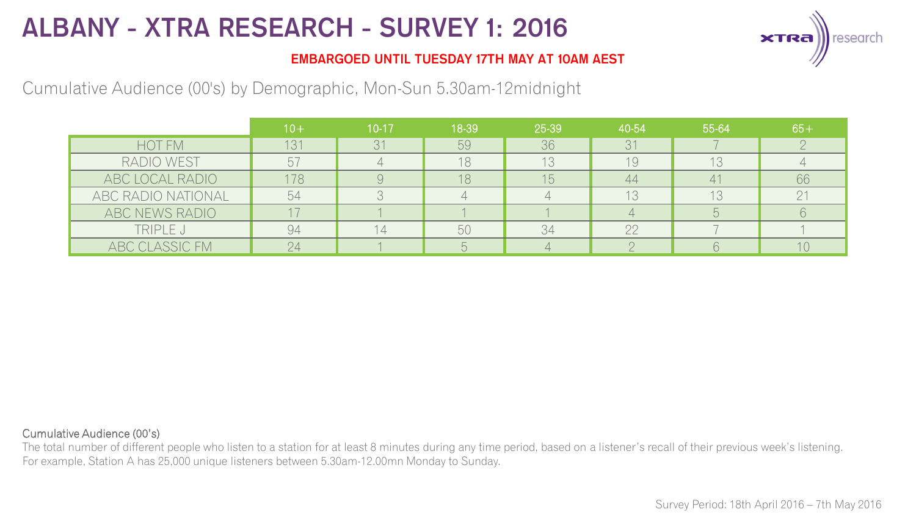# ALBANY - XTRA RESEARCH - SURVEY 1: 2016

**EMBARGOED UNTIL TUESDAY 17TH MAY AT 10AM AEST**

Cumulative Audience (00's) by Demographic, Mon-Sun 5.30am-12midnight

| | 10+ | 10-17 | 18-39 | 25-39 | 40-54 | 55-64 | 65+ |
|---|---|---|---|---|---|---|---|
| HOT FM | 131 | 31 | 59 | 36 | 31 | 7 | 2 |
| RADIO WEST | 57 | 4 | 18 | 13 | 19 | 13 | 4 |
| ABC LOCAL RADIO | 178 | 9 | 18 | 15 | 44 | 41 | 66 |
| ABC RADIO NATIONAL | 54 | 3 | 4 | 4 | 13 | 13 | 21 |
| ABC NEWS RADIO | 17 | 1 | 1 | 1 | 4 | 5 | 6 |
| TRIPLE J | 94 | 14 | 50 | 34 | 22 | 7 | 1 |
| ABC CLASSIC FM | 24 | 1 | 5 | 4 | 2 | 6 | 10 |

Cumulative Audience (00's)

The total number of different people who listen to a station for at least 8 minutes during any time period, based on a listener's recall of their previous week's listening.
For example, Station A has 25,000 unique listeners between 5.30am-12.00mn Monday to Sunday.

Survey Period: 18th April 2016 – 7th May 2016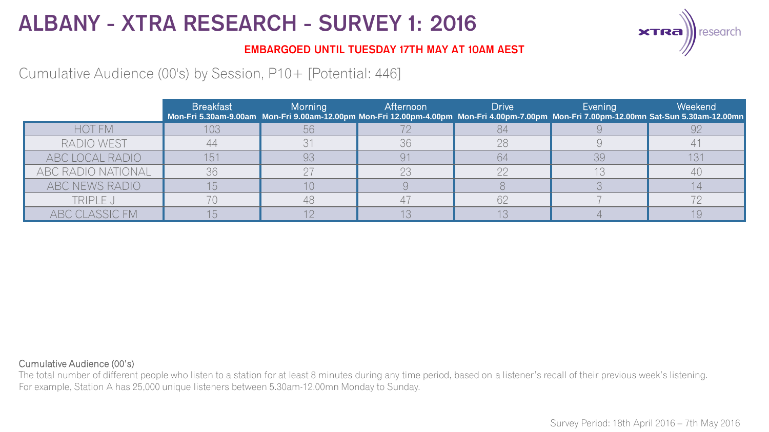# ALBANY - XTRA RESEARCH - SURVEY 1: 2016

**EMBARGOED UNTIL TUESDAY 17TH MAY AT 10AM AEST**

## Cumulative Audience (00's) by Session, P10+ [Potential: 446]

| | Breakfast Mon-Fri 5.30am-9.00am | Morning Mon-Fri 9.00am-12.00pm | Afternoon Mon-Fri 12.00pm-4.00pm | Drive Mon-Fri 4.00pm-7.00pm | Evening Mon-Fri 7.00pm-12.00mn | Weekend Sat-Sun 5.30am-12.00mn |
|---|---|---|---|---|---|---|
| HOT FM | 103 | 56 | 72 | 84 | 9 | 92 |
| RADIO WEST | 44 | 31 | 36 | 28 | 9 | 41 |
| ABC LOCAL RADIO | 151 | 93 | 91 | 64 | 39 | 131 |
| ABC RADIO NATIONAL | 36 | 27 | 23 | 22 | 13 | 40 |
| ABC NEWS RADIO | 15 | 10 | 9 | 8 | 3 | 14 |
| TRIPLE J | 70 | 48 | 47 | 62 | 7 | 72 |
| ABC CLASSIC FM | 15 | 12 | 13 | 13 | 4 | 19 |

Cumulative Audience (00's)

The total number of different people who listen to a station for at least 8 minutes during any time period, based on a listener's recall of their previous week's listening.
For example, Station A has 25,000 unique listeners between 5.30am-12.00mn Monday to Sunday.

Survey Period: 18th April 2016 – 7th May 2016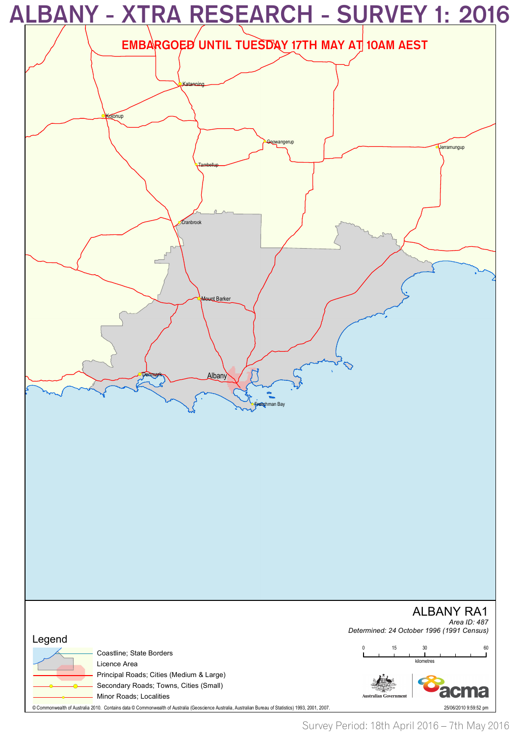# ALBANY - XTRA RESEARCH - SURVEY 1: 2016

EMBARGOED UNTIL TUESDAY 17TH MAY AT 10AM AEST

Katanning

Kojonup

Gnowangerup

Jerramungup

Tambellup

Cranbrook

Mount Barker

Denmark

Albany

Frenchman Bay

ALBANY RA1

*Area ID: 487*

*Determined: 24 October 1996 (1991 Census)*

0 15 30 60

kilometres

Legend

- Coastline; State Borders
- Licence Area
- Principal Roads; Cities (Medium & Large)
- Secondary Roads; Towns, Cities (Small)
- Minor Roads; Localities

Australian Government

acma

© Commonwealth of Australia 2010. Contains data © Commonwealth of Australia (Geoscience Australia, Australian Bureau of Statistics) 1993, 2001, 2007.

25/06/2010 9:59:52 pm

Survey Period: 18th April 2016 – 7th May 2016